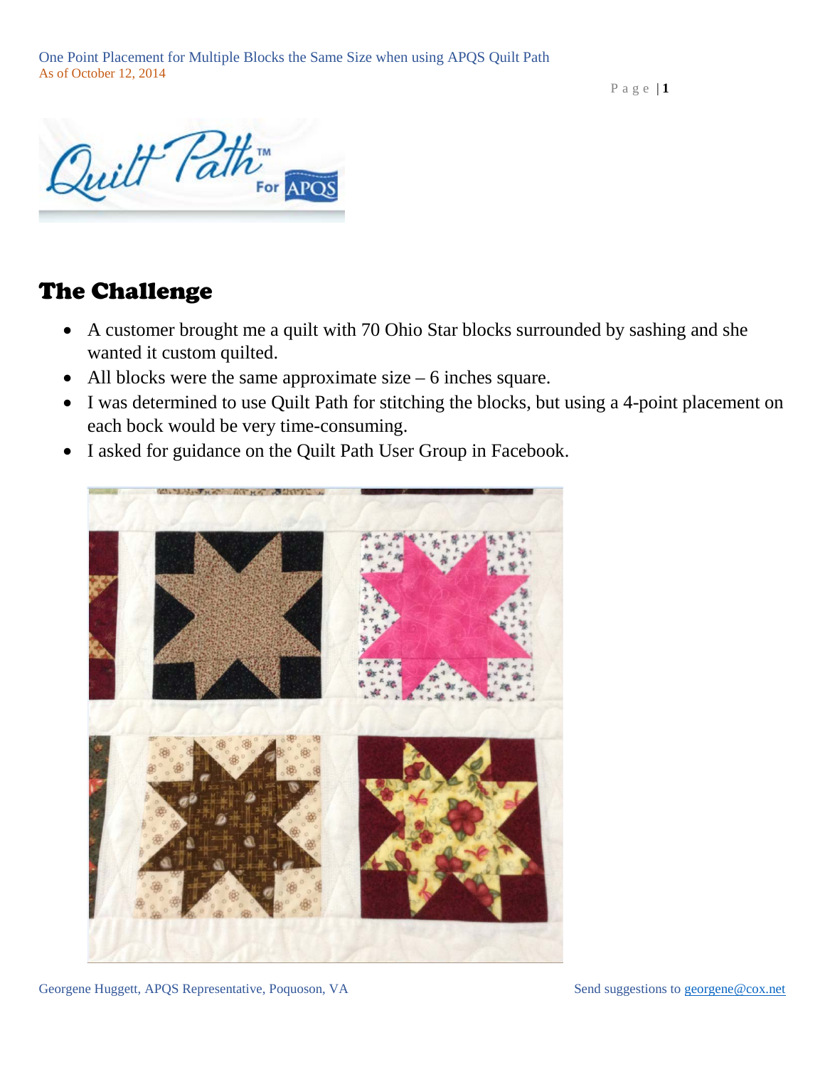## The Challenge

- A customer brought me a quilt with 70 Ohio Star blocks surrounded by sashing and she wanted it custom quilted.
- All blocks were the same approximate size – 6 inches square.
- I was determined to use Quilt Path for stitching the blocks, but using a 4-point placement on each bock would be very time-consuming.
- I asked for guidance on the Quilt Path User Group in Facebook.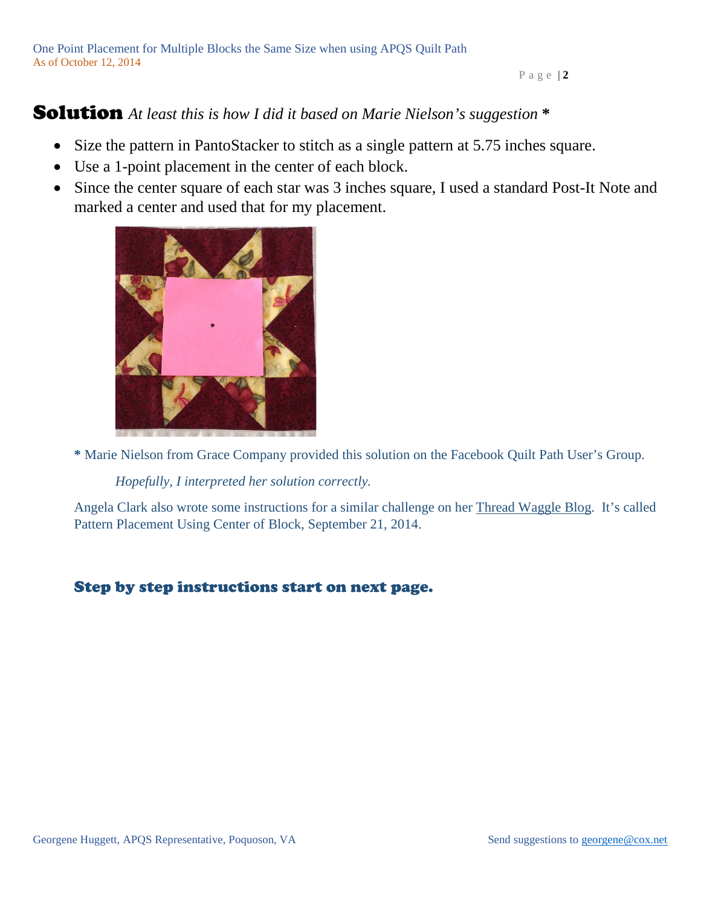# Solution *At least this is how I did it based on Marie Nielson's suggestion* *

- Size the pattern in PantoStacker to stitch as a single pattern at 5.75 inches square.
- Use a 1-point placement in the center of each block.
- Since the center square of each star was 3 inches square, I used a standard Post-It Note and marked a center and used that for my placement.

**\*** Marie Nielson from Grace Company provided this solution on the Facebook Quilt Path User's Group.

*Hopefully, I interpreted her solution correctly.*

Angela Clark also wrote some instructions for a similar challenge on her Thread Waggle Blog. It's called Pattern Placement Using Center of Block, September 21, 2014.

### Step by step instructions start on next page.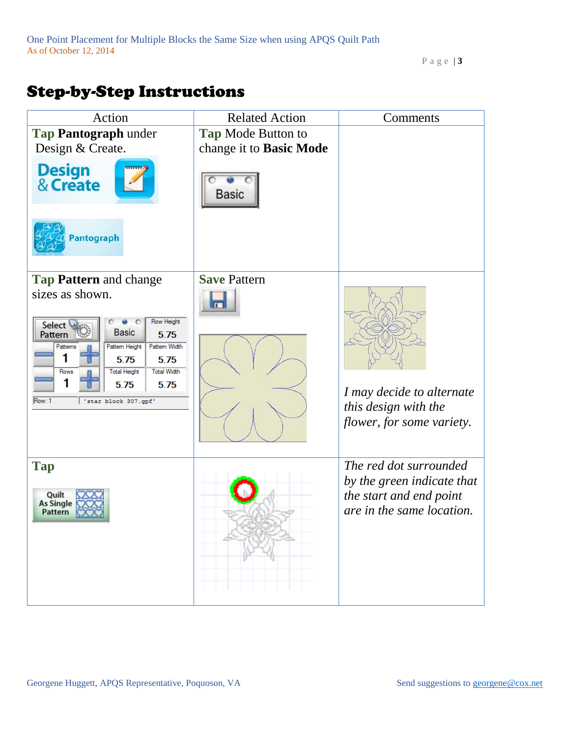# Step-by-Step Instructions

| Action | Related Action | Comments |
|---|---|---|
| **Tap Pantograph** under Design & Create. | **Tap** Mode Button to change it to **Basic Mode** | |
| **Tap Pattern** and change sizes as shown. | **Save** Pattern | *I may decide to alternate this design with the flower, for some variety.* |
| **Tap** | | *The red dot surrounded by the green indicate that the start and end point are in the same location.* |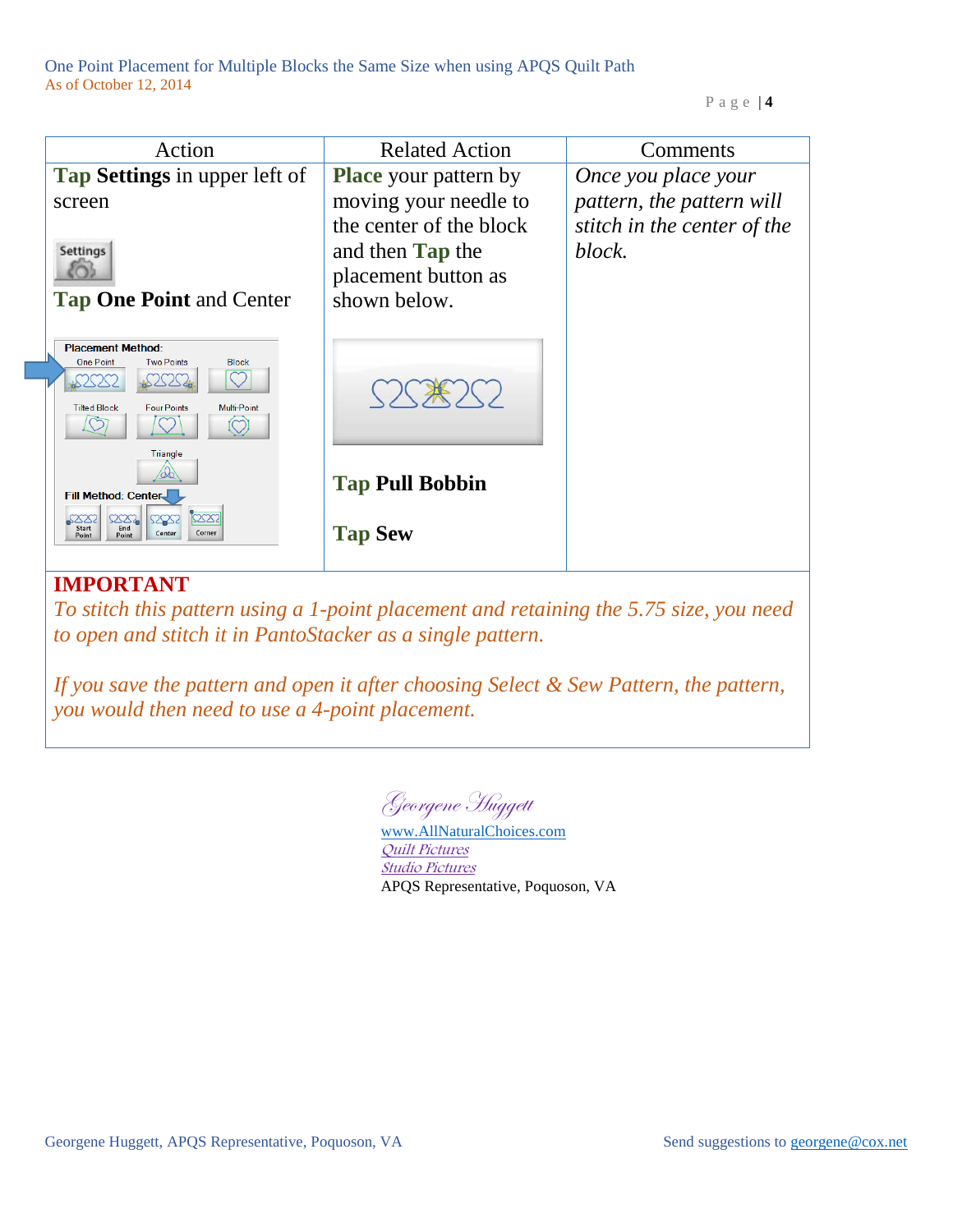| Action | Related Action | Comments |
|---|---|---|
| **Tap Settings** in upper left of screen<br><br>Settings<br><br>**Tap One Point** and Center<br><br>Placement Method:<br>One Point Two Points Block<br>Tilted Block Four Points Multi-Point<br>Triangle<br>Fill Method: Center<br>Start Point End Point Center Corner | **Place** your pattern by moving your needle to the center of the block and then **Tap** the placement button as shown below.<br><br>**Tap Pull Bobbin**<br><br>**Tap Sew** | *Once you place your pattern, the pattern will stitch in the center of the block.* |

**IMPORTANT**

*To stitch this pattern using a 1-point placement and retaining the 5.75 size, you need to open and stitch it in PantoStacker as a single pattern.*

*If you save the pattern and open it after choosing Select & Sew Pattern, the pattern, you would then need to use a 4-point placement.*

*Georgene Huggett*
www.AllNaturalChoices.com
*Quilt Pictures*
*Studio Pictures*
APQS Representative, Poquoson, VA